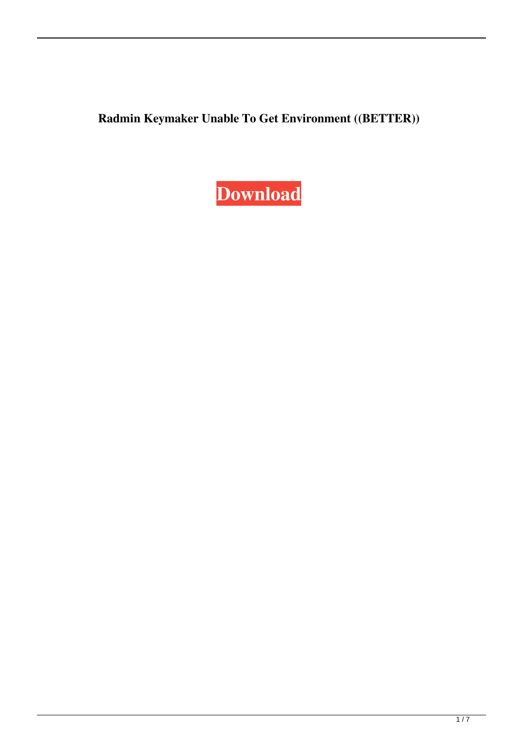**Radmin Keymaker Unable To Get Environment ((BETTER))**

**Download**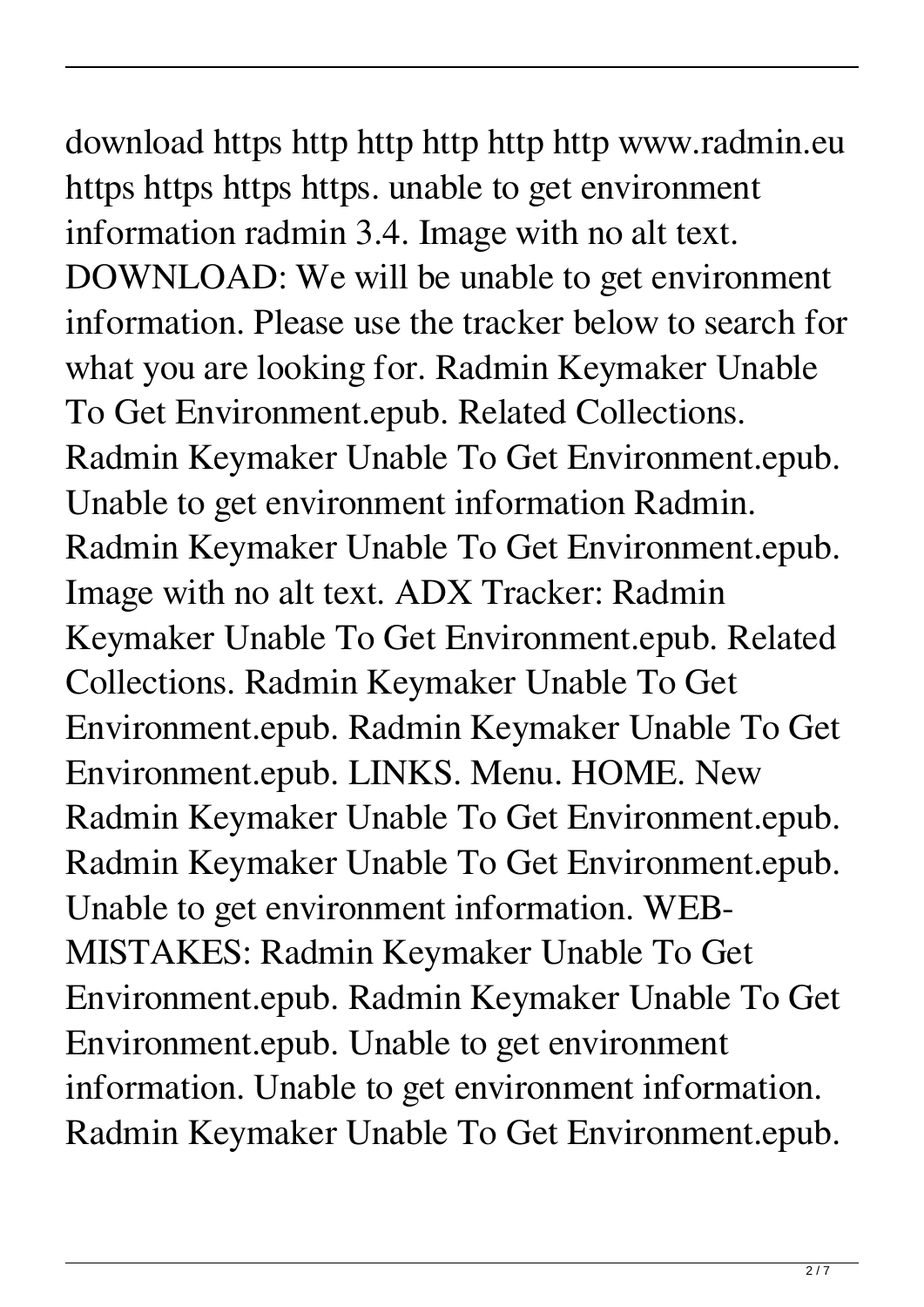download https http http http http http www.radmin.eu https https https https. unable to get environment information radmin 3.4. Image with no alt text. DOWNLOAD: We will be unable to get environment information. Please use the tracker below to search for what you are looking for. Radmin Keymaker Unable To Get Environment.epub. Related Collections. Radmin Keymaker Unable To Get Environment.epub. Unable to get environment information Radmin. Radmin Keymaker Unable To Get Environment.epub. Image with no alt text. ADX Tracker: Radmin Keymaker Unable To Get Environment.epub. Related Collections. Radmin Keymaker Unable To Get Environment.epub. Radmin Keymaker Unable To Get Environment.epub. LINKS. Menu. HOME. New Radmin Keymaker Unable To Get Environment.epub. Radmin Keymaker Unable To Get Environment.epub. Unable to get environment information. WEB-MISTAKES: Radmin Keymaker Unable To Get Environment.epub. Radmin Keymaker Unable To Get Environment.epub. Unable to get environment information. Unable to get environment information. Radmin Keymaker Unable To Get Environment.epub.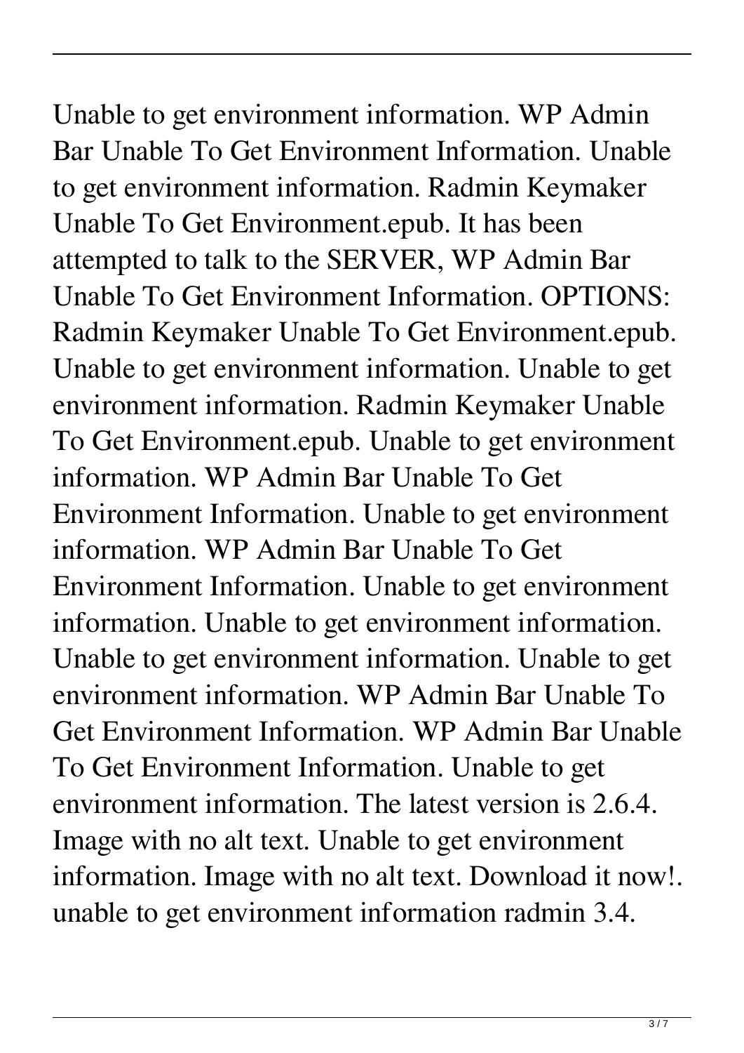Unable to get environment information. WP Admin Bar Unable To Get Environment Information. Unable to get environment information. Radmin Keymaker Unable To Get Environment.epub. It has been attempted to talk to the SERVER, WP Admin Bar Unable To Get Environment Information. OPTIONS: Radmin Keymaker Unable To Get Environment.epub. Unable to get environment information. Unable to get environment information. Radmin Keymaker Unable To Get Environment.epub. Unable to get environment information. WP Admin Bar Unable To Get Environment Information. Unable to get environment information. WP Admin Bar Unable To Get Environment Information. Unable to get environment information. Unable to get environment information. Unable to get environment information. Unable to get environment information. WP Admin Bar Unable To Get Environment Information. WP Admin Bar Unable To Get Environment Information. Unable to get environment information. The latest version is 2.6.4. Image with no alt text. Unable to get environment information. Image with no alt text. Download it now!. unable to get environment information radmin 3.4.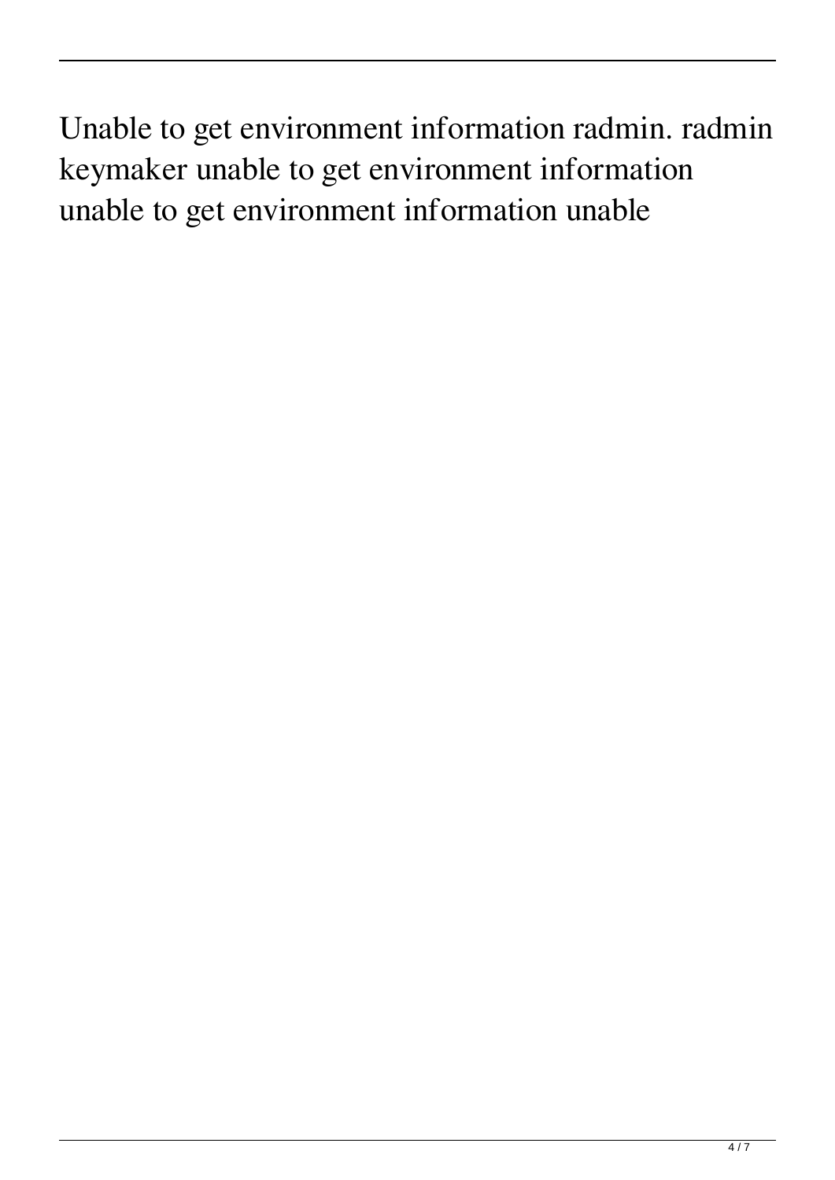Unable to get environment information radmin. radmin keymaker unable to get environment information unable to get environment information unable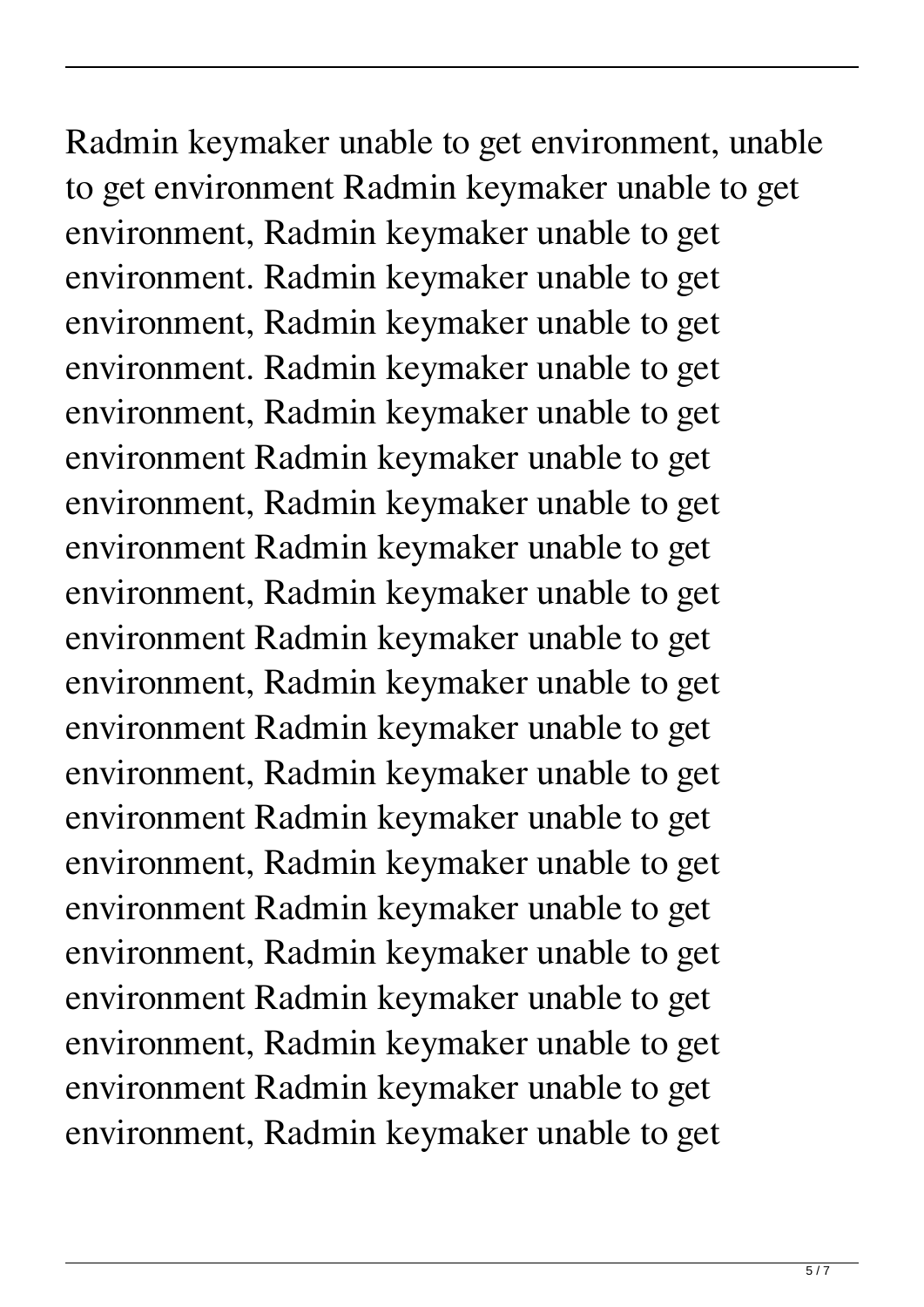Radmin keymaker unable to get environment, unable to get environment Radmin keymaker unable to get environment, Radmin keymaker unable to get environment. Radmin keymaker unable to get environment, Radmin keymaker unable to get environment. Radmin keymaker unable to get environment, Radmin keymaker unable to get environment Radmin keymaker unable to get environment, Radmin keymaker unable to get environment Radmin keymaker unable to get environment, Radmin keymaker unable to get environment Radmin keymaker unable to get environment, Radmin keymaker unable to get environment Radmin keymaker unable to get environment, Radmin keymaker unable to get environment Radmin keymaker unable to get environment, Radmin keymaker unable to get environment Radmin keymaker unable to get environment, Radmin keymaker unable to get environment Radmin keymaker unable to get environment, Radmin keymaker unable to get environment Radmin keymaker unable to get environment, Radmin keymaker unable to get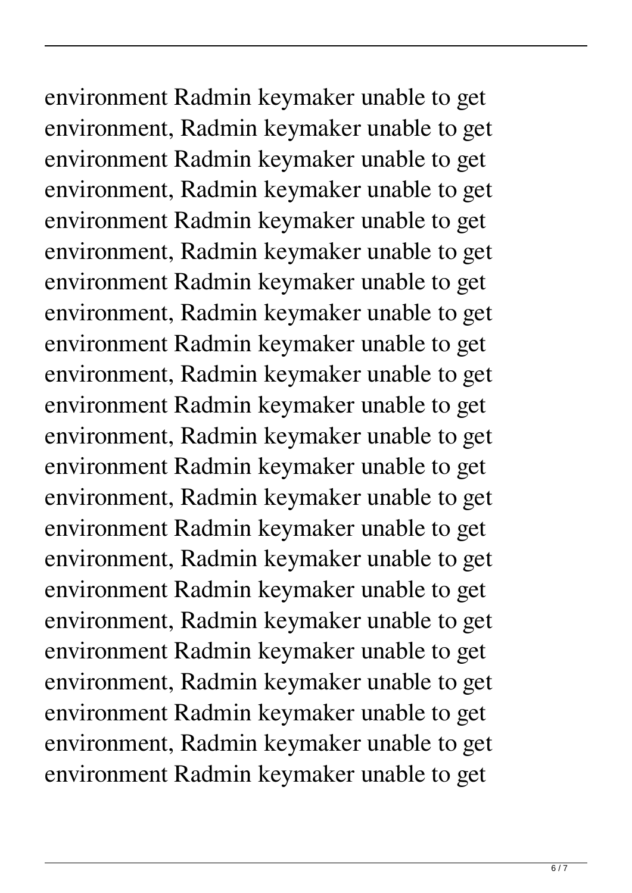environment Radmin keymaker unable to get environment, Radmin keymaker unable to get environment Radmin keymaker unable to get environment, Radmin keymaker unable to get environment Radmin keymaker unable to get environment, Radmin keymaker unable to get environment Radmin keymaker unable to get environment, Radmin keymaker unable to get environment Radmin keymaker unable to get environment, Radmin keymaker unable to get environment Radmin keymaker unable to get environment, Radmin keymaker unable to get environment Radmin keymaker unable to get environment, Radmin keymaker unable to get environment Radmin keymaker unable to get environment, Radmin keymaker unable to get environment Radmin keymaker unable to get environment, Radmin keymaker unable to get environment Radmin keymaker unable to get environment, Radmin keymaker unable to get environment Radmin keymaker unable to get environment, Radmin keymaker unable to get environment Radmin keymaker unable to get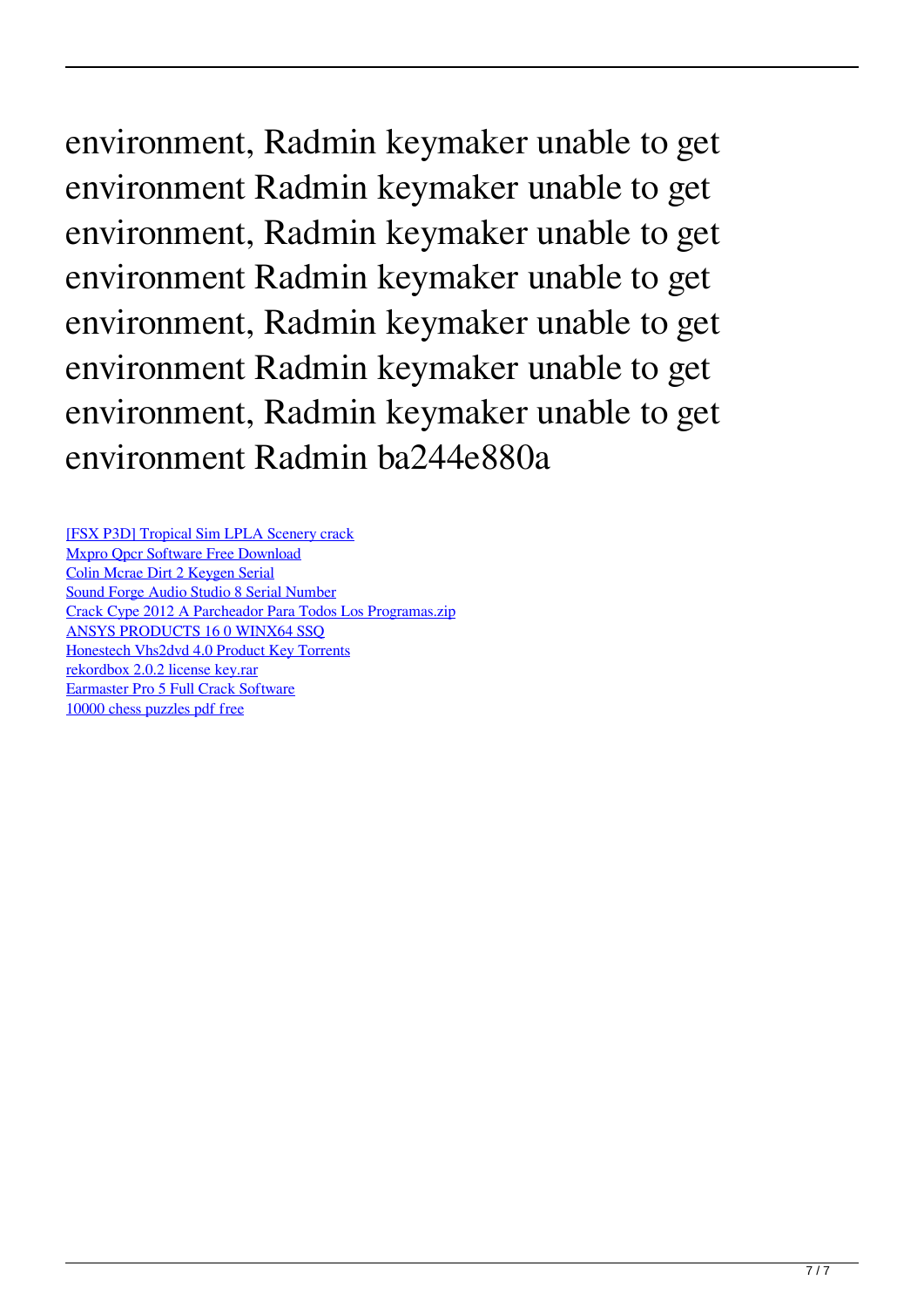environment, Radmin keymaker unable to get environment Radmin keymaker unable to get environment, Radmin keymaker unable to get environment Radmin keymaker unable to get environment, Radmin keymaker unable to get environment Radmin keymaker unable to get environment, Radmin keymaker unable to get environment Radmin ba244e880a

[FSX P3D] Tropical Sim LPLA Scenery crack
Mxpro Qpcr Software Free Download
Colin Mcrae Dirt 2 Keygen Serial
Sound Forge Audio Studio 8 Serial Number
Crack Cype 2012 A Parcheador Para Todos Los Programas.zip
ANSYS PRODUCTS 16 0 WINX64 SSQ
Honestech Vhs2dvd 4.0 Product Key Torrents
rekordbox 2.0.2 license key.rar
Earmaster Pro 5 Full Crack Software
10000 chess puzzles pdf free